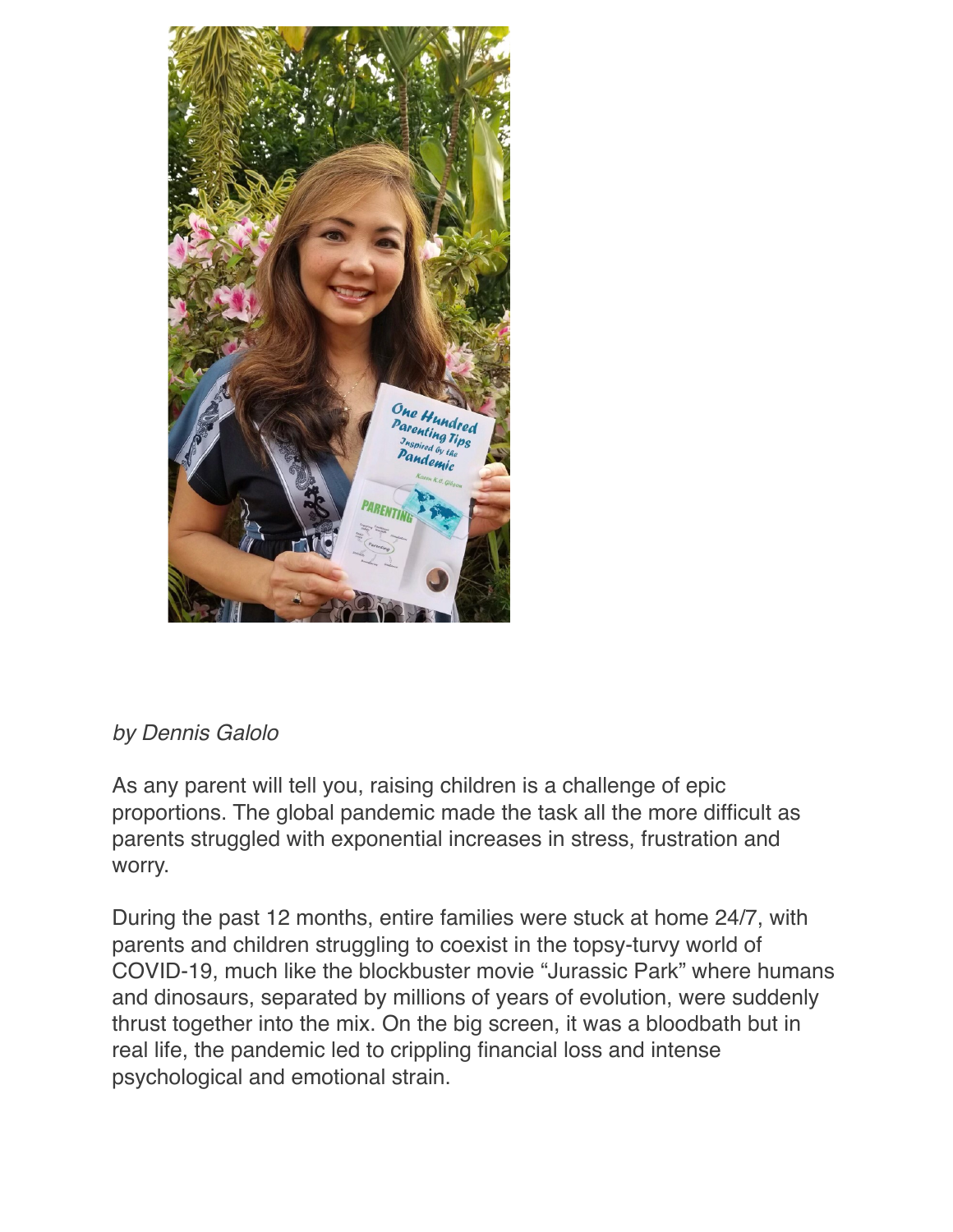*by Dennis Galolo*

As any parent will tell you, raising children is a challenge of epic proportions. The global pandemic made the task all the more difficult as parents struggled with exponential increases in stress, frustration and worry.

During the past 12 months, entire families were stuck at home 24/7, with parents and children struggling to coexist in the topsy-turvy world of COVID-19, much like the blockbuster movie "Jurassic Park" where humans and dinosaurs, separated by millions of years of evolution, were suddenly thrust together into the mix. On the big screen, it was a bloodbath but in real life, the pandemic led to crippling financial loss and intense psychological and emotional strain.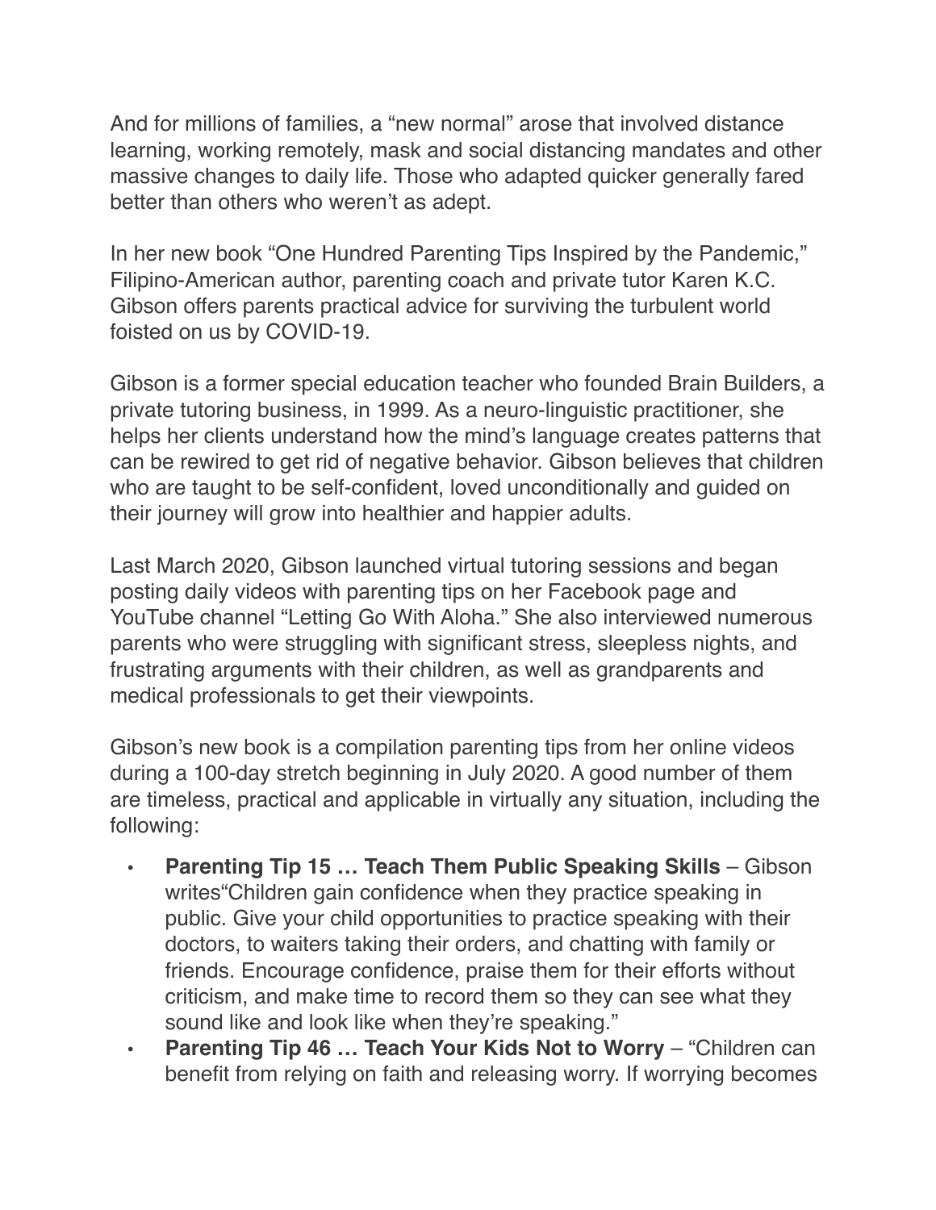And for millions of families, a "new normal" arose that involved distance learning, working remotely, mask and social distancing mandates and other massive changes to daily life. Those who adapted quicker generally fared better than others who weren't as adept.

In her new book "One Hundred Parenting Tips Inspired by the Pandemic," Filipino-American author, parenting coach and private tutor Karen K.C. Gibson offers parents practical advice for surviving the turbulent world foisted on us by COVID-19.

Gibson is a former special education teacher who founded Brain Builders, a private tutoring business, in 1999. As a neuro-linguistic practitioner, she helps her clients understand how the mind's language creates patterns that can be rewired to get rid of negative behavior. Gibson believes that children who are taught to be self-confident, loved unconditionally and guided on their journey will grow into healthier and happier adults.

Last March 2020, Gibson launched virtual tutoring sessions and began posting daily videos with parenting tips on her Facebook page and YouTube channel "Letting Go With Aloha." She also interviewed numerous parents who were struggling with significant stress, sleepless nights, and frustrating arguments with their children, as well as grandparents and medical professionals to get their viewpoints.

Gibson's new book is a compilation parenting tips from her online videos during a 100-day stretch beginning in July 2020. A good number of them are timeless, practical and applicable in virtually any situation, including the following:

- **Parenting Tip 15 … Teach Them Public Speaking Skills** – Gibson writes"Children gain confidence when they practice speaking in public. Give your child opportunities to practice speaking with their doctors, to waiters taking their orders, and chatting with family or friends. Encourage confidence, praise them for their efforts without criticism, and make time to record them so they can see what they sound like and look like when they're speaking."
- **Parenting Tip 46 … Teach Your Kids Not to Worry** – "Children can benefit from relying on faith and releasing worry. If worrying becomes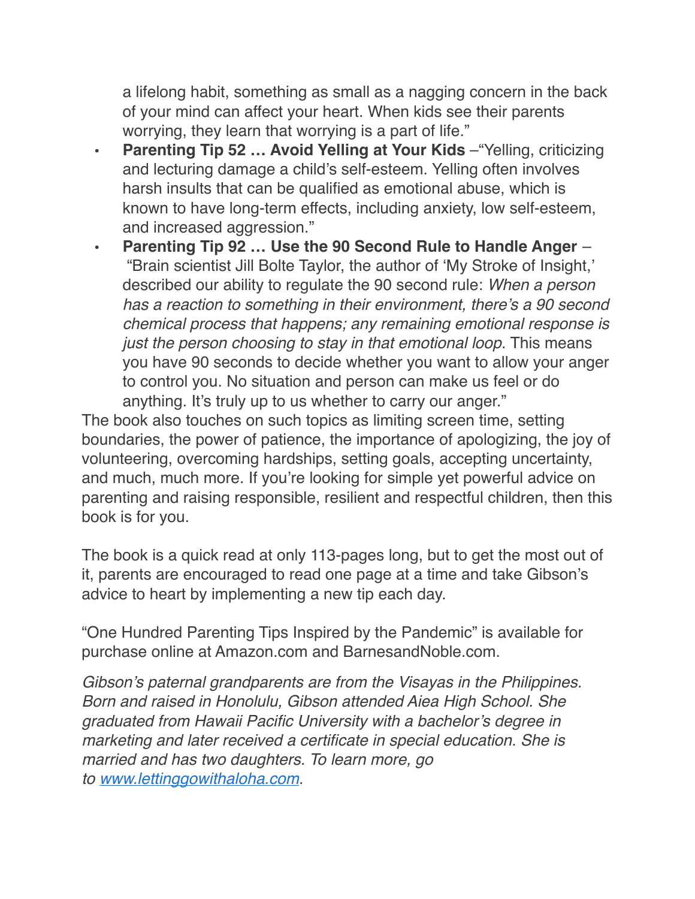a lifelong habit, something as small as a nagging concern in the back of your mind can affect your heart. When kids see their parents worrying, they learn that worrying is a part of life."

- **Parenting Tip 52 … Avoid Yelling at Your Kids** –"Yelling, criticizing and lecturing damage a child's self-esteem. Yelling often involves harsh insults that can be qualified as emotional abuse, which is known to have long-term effects, including anxiety, low self-esteem, and increased aggression."
- **Parenting Tip 92 … Use the 90 Second Rule to Handle Anger** – "Brain scientist Jill Bolte Taylor, the author of 'My Stroke of Insight,' described our ability to regulate the 90 second rule: *When a person has a reaction to something in their environment, there's a 90 second chemical process that happens; any remaining emotional response is just the person choosing to stay in that emotional loop*. This means you have 90 seconds to decide whether you want to allow your anger to control you. No situation and person can make us feel or do anything. It's truly up to us whether to carry our anger."

The book also touches on such topics as limiting screen time, setting boundaries, the power of patience, the importance of apologizing, the joy of volunteering, overcoming hardships, setting goals, accepting uncertainty, and much, much more. If you're looking for simple yet powerful advice on parenting and raising responsible, resilient and respectful children, then this book is for you.

The book is a quick read at only 113-pages long, but to get the most out of it, parents are encouraged to read one page at a time and take Gibson's advice to heart by implementing a new tip each day.

"One Hundred Parenting Tips Inspired by the Pandemic" is available for purchase online at Amazon.com and BarnesandNoble.com.

*Gibson's paternal grandparents are from the Visayas in the Philippines. Born and raised in Honolulu, Gibson attended Aiea High School. She graduated from Hawaii Pacific University with a bachelor's degree in marketing and later received a certificate in special education. She is married and has two daughters. To learn more, go to [www.lettinggowithaloha.com](http://www.lettinggowithaloha.com).*